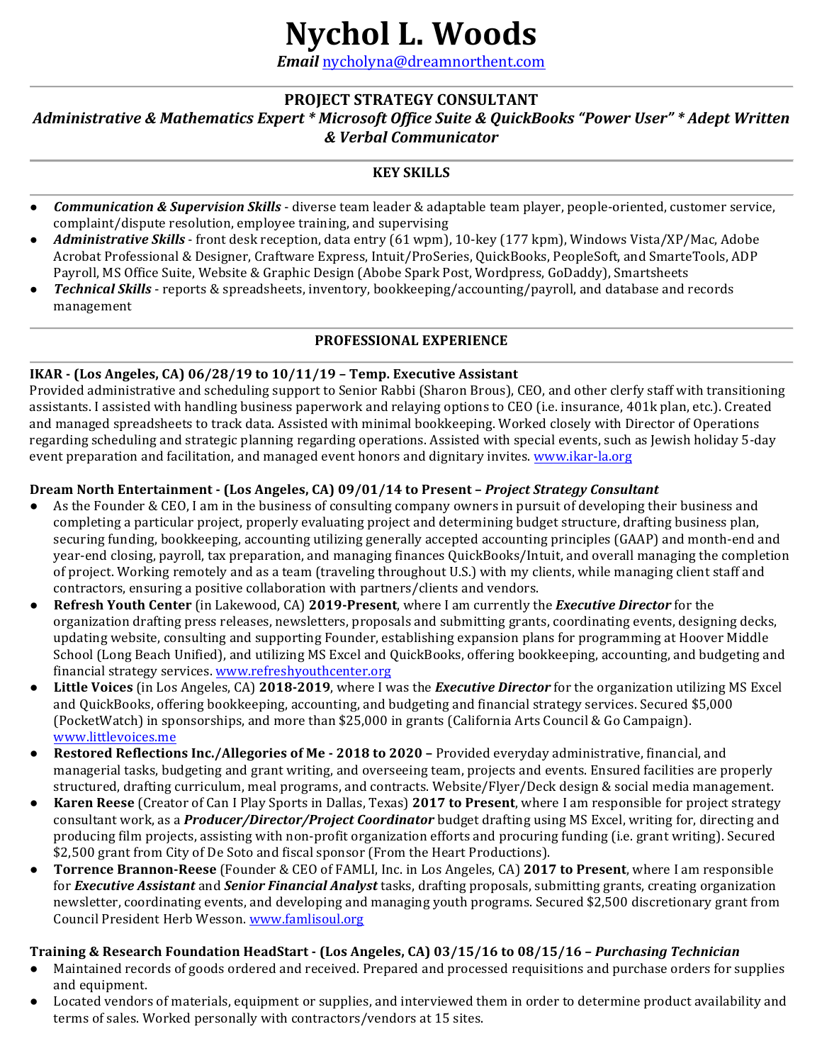# Nychol L. Woods

***Email*** nycholyna@dreamnorthent.com

---

## PROJECT STRATEGY CONSULTANT

***Administrative & Mathematics Expert * Microsoft Office Suite & QuickBooks "Power User" * Adept Written & Verbal Communicator***

---

## KEY SKILLS

- ***Communication & Supervision Skills*** - diverse team leader & adaptable team player, people-oriented, customer service, complaint/dispute resolution, employee training, and supervising
- ***Administrative Skills*** - front desk reception, data entry (61 wpm), 10-key (177 kpm), Windows Vista/XP/Mac, Adobe Acrobat Professional & Designer, Craftware Express, Intuit/ProSeries, QuickBooks, PeopleSoft, and SmarteTools, ADP Payroll, MS Office Suite, Website & Graphic Design (Abobe Spark Post, Wordpress, GoDaddy), Smartsheets
- ***Technical Skills*** - reports & spreadsheets, inventory, bookkeeping/accounting/payroll, and database and records management

---

## PROFESSIONAL EXPERIENCE

**IKAR - (Los Angeles, CA) 06/28/19 to 10/11/19 – Temp. Executive Assistant**

Provided administrative and scheduling support to Senior Rabbi (Sharon Brous), CEO, and other clerfy staff with transitioning assistants. I assisted with handling business paperwork and relaying options to CEO (i.e. insurance, 401k plan, etc.). Created and managed spreadsheets to track data. Assisted with minimal bookkeeping. Worked closely with Director of Operations regarding scheduling and strategic planning regarding operations. Assisted with special events, such as Jewish holiday 5-day event preparation and facilitation, and managed event honors and dignitary invites. www.ikar-la.org

**Dream North Entertainment - (Los Angeles, CA) 09/01/14 to Present – *Project Strategy Consultant***

- As the Founder & CEO, I am in the business of consulting company owners in pursuit of developing their business and completing a particular project, properly evaluating project and determining budget structure, drafting business plan, securing funding, bookkeeping, accounting utilizing generally accepted accounting principles (GAAP) and month-end and year-end closing, payroll, tax preparation, and managing finances QuickBooks/Intuit, and overall managing the completion of project. Working remotely and as a team (traveling throughout U.S.) with my clients, while managing client staff and contractors, ensuring a positive collaboration with partners/clients and vendors.
- **Refresh Youth Center** (in Lakewood, CA) **2019-Present**, where I am currently the ***Executive Director*** for the organization drafting press releases, newsletters, proposals and submitting grants, coordinating events, designing decks, updating website, consulting and supporting Founder, establishing expansion plans for programming at Hoover Middle School (Long Beach Unified), and utilizing MS Excel and QuickBooks, offering bookkeeping, accounting, and budgeting and financial strategy services. www.refreshyouthcenter.org
- **Little Voices** (in Los Angeles, CA) **2018-2019**, where I was the ***Executive Director*** for the organization utilizing MS Excel and QuickBooks, offering bookkeeping, accounting, and budgeting and financial strategy services. Secured $5,000 (PocketWatch) in sponsorships, and more than $25,000 in grants (California Arts Council & Go Campaign). www.littlevoices.me
- **Restored Reflections Inc./Allegories of Me - 2018 to 2020 –** Provided everyday administrative, financial, and managerial tasks, budgeting and grant writing, and overseeing team, projects and events. Ensured facilities are properly structured, drafting curriculum, meal programs, and contracts. Website/Flyer/Deck design & social media management.
- **Karen Reese** (Creator of Can I Play Sports in Dallas, Texas) **2017 to Present**, where I am responsible for project strategy consultant work, as a ***Producer/Director/Project Coordinator*** budget drafting using MS Excel, writing for, directing and producing film projects, assisting with non-profit organization efforts and procuring funding (i.e. grant writing). Secured $2,500 grant from City of De Soto and fiscal sponsor (From the Heart Productions).
- **Torrence Brannon-Reese** (Founder & CEO of FAMLI, Inc. in Los Angeles, CA) **2017 to Present**, where I am responsible for ***Executive Assistant*** and ***Senior Financial Analyst*** tasks, drafting proposals, submitting grants, creating organization newsletter, coordinating events, and developing and managing youth programs. Secured $2,500 discretionary grant from Council President Herb Wesson. www.famlisoul.org

**Training & Research Foundation HeadStart - (Los Angeles, CA) 03/15/16 to 08/15/16 – *Purchasing Technician***

- Maintained records of goods ordered and received. Prepared and processed requisitions and purchase orders for supplies and equipment.
- Located vendors of materials, equipment or supplies, and interviewed them in order to determine product availability and terms of sales. Worked personally with contractors/vendors at 15 sites.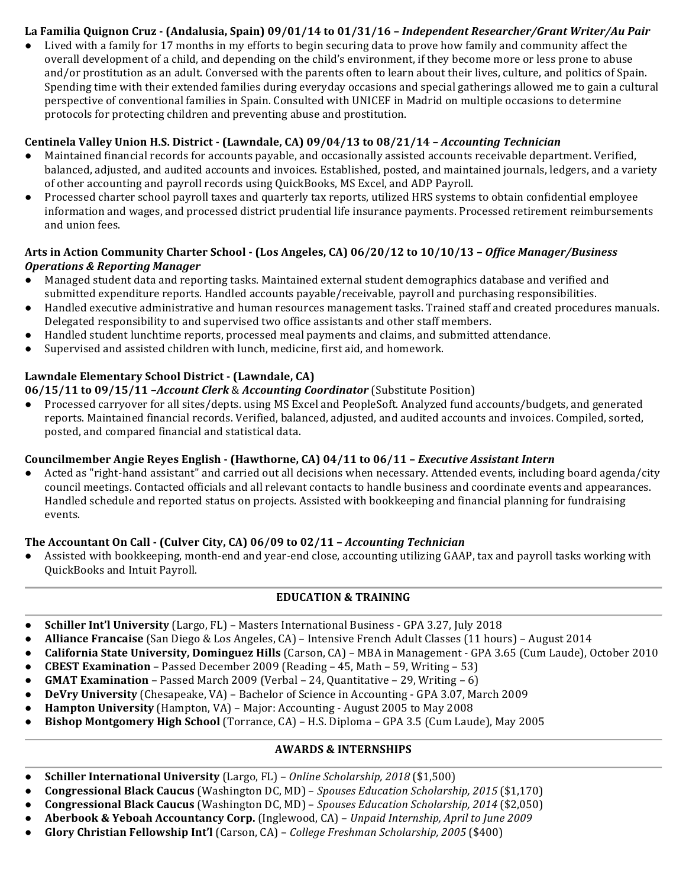**La Familia Quignon Cruz - (Andalusia, Spain) 09/01/14 to 01/31/16 –** ***Independent Researcher/Grant Writer/Au Pair***

- Lived with a family for 17 months in my efforts to begin securing data to prove how family and community affect the overall development of a child, and depending on the child's environment, if they become more or less prone to abuse and/or prostitution as an adult. Conversed with the parents often to learn about their lives, culture, and politics of Spain. Spending time with their extended families during everyday occasions and special gatherings allowed me to gain a cultural perspective of conventional families in Spain. Consulted with UNICEF in Madrid on multiple occasions to determine protocols for protecting children and preventing abuse and prostitution.

**Centinela Valley Union H.S. District - (Lawndale, CA) 09/04/13 to 08/21/14 –** ***Accounting Technician***

- Maintained financial records for accounts payable, and occasionally assisted accounts receivable department. Verified, balanced, adjusted, and audited accounts and invoices. Established, posted, and maintained journals, ledgers, and a variety of other accounting and payroll records using QuickBooks, MS Excel, and ADP Payroll.
- Processed charter school payroll taxes and quarterly tax reports, utilized HRS systems to obtain confidential employee information and wages, and processed district prudential life insurance payments. Processed retirement reimbursements and union fees.

**Arts in Action Community Charter School - (Los Angeles, CA) 06/20/12 to 10/10/13 –** ***Office Manager/Business Operations & Reporting Manager***

- Managed student data and reporting tasks. Maintained external student demographics database and verified and submitted expenditure reports. Handled accounts payable/receivable, payroll and purchasing responsibilities.
- Handled executive administrative and human resources management tasks. Trained staff and created procedures manuals. Delegated responsibility to and supervised two office assistants and other staff members.
- Handled student lunchtime reports, processed meal payments and claims, and submitted attendance.
- Supervised and assisted children with lunch, medicine, first aid, and homework.

**Lawndale Elementary School District - (Lawndale, CA)**
**06/15/11 to 09/15/11 –*****Account Clerk*** **&** ***Accounting Coordinator*** (Substitute Position)

- Processed carryover for all sites/depts. using MS Excel and PeopleSoft. Analyzed fund accounts/budgets, and generated reports. Maintained financial records. Verified, balanced, adjusted, and audited accounts and invoices. Compiled, sorted, posted, and compared financial and statistical data.

**Councilmember Angie Reyes English - (Hawthorne, CA) 04/11 to 06/11 –** ***Executive Assistant Intern***

- Acted as "right-hand assistant" and carried out all decisions when necessary. Attended events, including board agenda/city council meetings. Contacted officials and all relevant contacts to handle business and coordinate events and appearances. Handled schedule and reported status on projects. Assisted with bookkeeping and financial planning for fundraising events.

**The Accountant On Call - (Culver City, CA) 06/09 to 02/11 –** ***Accounting Technician***

- Assisted with bookkeeping, month-end and year-end close, accounting utilizing GAAP, tax and payroll tasks working with QuickBooks and Intuit Payroll.

## EDUCATION & TRAINING

- **Schiller Int'l University** (Largo, FL) – Masters International Business - GPA 3.27, July 2018
- **Alliance Francaise** (San Diego & Los Angeles, CA) – Intensive French Adult Classes (11 hours) – August 2014
- **California State University, Dominguez Hills** (Carson, CA) – MBA in Management - GPA 3.65 (Cum Laude), October 2010
- **CBEST Examination** – Passed December 2009 (Reading – 45, Math – 59, Writing – 53)
- **GMAT Examination** – Passed March 2009 (Verbal – 24, Quantitative – 29, Writing – 6)
- **DeVry University** (Chesapeake, VA) – Bachelor of Science in Accounting - GPA 3.07, March 2009
- **Hampton University** (Hampton, VA) – Major: Accounting - August 2005 to May 2008
- **Bishop Montgomery High School** (Torrance, CA) – H.S. Diploma – GPA 3.5 (Cum Laude), May 2005

## AWARDS & INTERNSHIPS

- **Schiller International University** (Largo, FL) – *Online Scholarship, 2018* ($1,500)
- **Congressional Black Caucus** (Washington DC, MD) – *Spouses Education Scholarship, 2015* ($1,170)
- **Congressional Black Caucus** (Washington DC, MD) – *Spouses Education Scholarship, 2014* ($2,050)
- **Aberbook & Yeboah Accountancy Corp.** (Inglewood, CA) – *Unpaid Internship, April to June 2009*
- **Glory Christian Fellowship Int'l** (Carson, CA) – *College Freshman Scholarship, 2005* ($400)